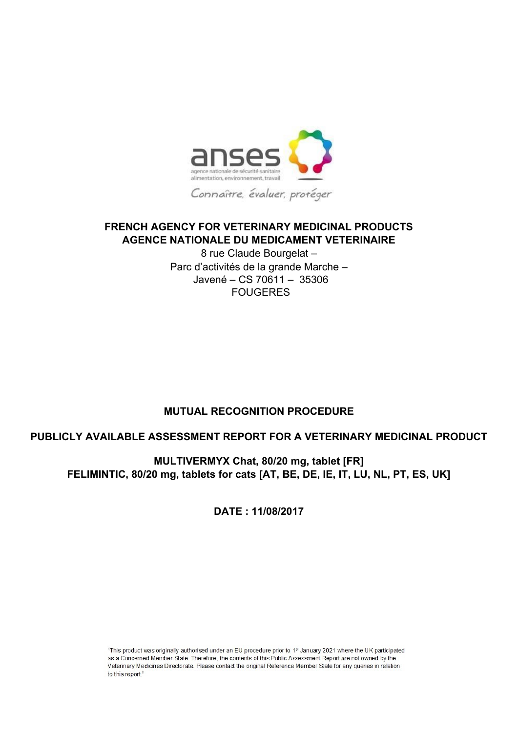**FRENCH AGENCY FOR VETERINARY MEDICINAL PRODUCTS**
**AGENCE NATIONALE DU MEDICAMENT VETERINAIRE**

8 rue Claude Bourgelat –
Parc d'activités de la grande Marche –
Javené – CS 70611 – 35306
FOUGERES

**MUTUAL RECOGNITION PROCEDURE**

**PUBLICLY AVAILABLE ASSESSMENT REPORT FOR A VETERINARY MEDICINAL PRODUCT**

**MULTIVERMYX Chat, 80/20 mg, tablet [FR]**
**FELIMINTIC, 80/20 mg, tablets for cats [AT, BE, DE, IE, IT, LU, NL, PT, ES, UK]**

**DATE : 11/08/2017**

"This product was originally authorised under an EU procedure prior to 1st January 2021 where the UK participated as a Concerned Member State. Therefore, the contents of this Public Assessment Report are not owned by the Veterinary Medicines Directorate. Please contact the original Reference Member State for any queries in relation to this report."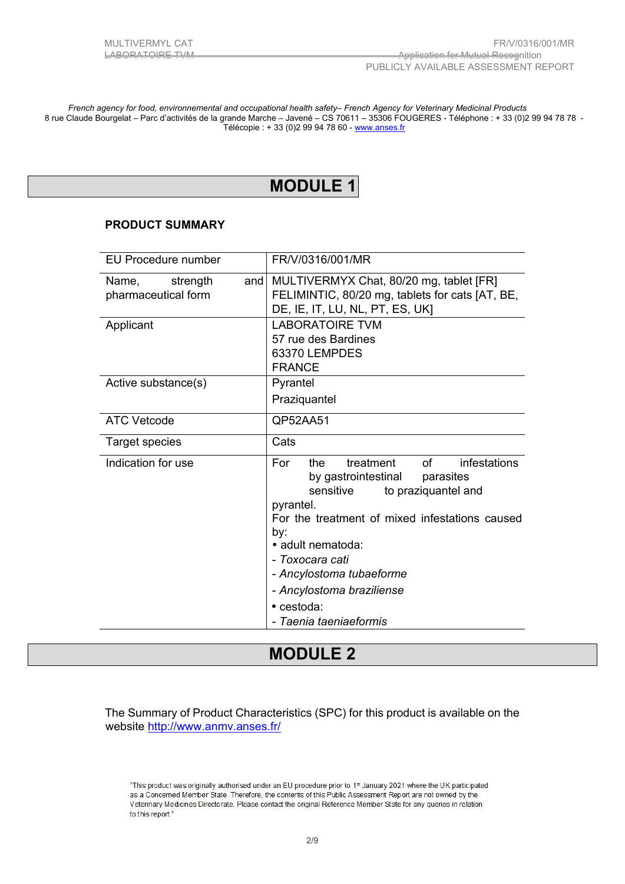*French agency for food, environnemental and occupational health safety– French Agency for Veterinary Medicinal Products*
8 rue Claude Bourgelat – Parc d'activités de la grande Marche – Javené – CS 70611 – 35306 FOUGERES - Téléphone : + 33 (0)2 99 94 78 78 - Télécopie : + 33 (0)2 99 94 78 60 - www.anses.fr

# MODULE 1

## PRODUCT SUMMARY

| EU Procedure number | FR/V/0316/001/MR |
|---|---|
| Name, strength and pharmaceutical form | MULTIVERMYX Chat, 80/20 mg, tablet [FR]<br>FELIMINTIC, 80/20 mg, tablets for cats [AT, BE, DE, IE, IT, LU, NL, PT, ES, UK] |
| Applicant | LABORATOIRE TVM<br>57 rue des Bardines<br>63370 LEMPDES<br>FRANCE |
| Active substance(s) | Pyrantel<br>Praziquantel |
| ATC Vetcode | QP52AA51 |
| Target species | Cats |
| Indication for use | For the treatment of infestations by gastrointestinal parasites sensitive to praziquantel and pyrantel.<br>For the treatment of mixed infestations caused by:<br>• adult nematoda:<br>- *Toxocara cati*<br>- *Ancylostoma tubaeforme*<br>- *Ancylostoma braziliense*<br>• cestoda:<br>- *Taenia taeniaeformis* |

# MODULE 2

The Summary of Product Characteristics (SPC) for this product is available on the website http://www.anmv.anses.fr/

"This product was originally authorised under an EU procedure prior to 1st January 2021 where the UK participated as a Concerned Member State. Therefore, the contents of this Public Assessment Report are not owned by the Veterinary Medicines Directorate. Please contact the original Reference Member State for any queries in relation to this report."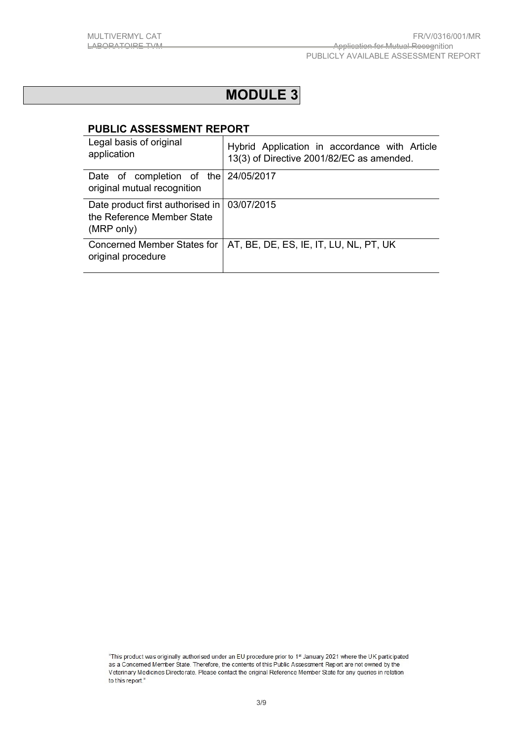# MODULE 3

## PUBLIC ASSESSMENT REPORT

| | |
|---|---|
| Legal basis of original application | Hybrid Application in accordance with Article 13(3) of Directive 2001/82/EC as amended. |
| Date of completion of the original mutual recognition | 24/05/2017 |
| Date product first authorised in the Reference Member State (MRP only) | 03/07/2015 |
| Concerned Member States for original procedure | AT, BE, DE, ES, IE, IT, LU, NL, PT, UK |

"This product was originally authorised under an EU procedure prior to 1st January 2021 where the UK participated as a Concerned Member State. Therefore, the contents of this Public Assessment Report are not owned by the Veterinary Medicines Directorate. Please contact the original Reference Member State for any queries in relation to this report."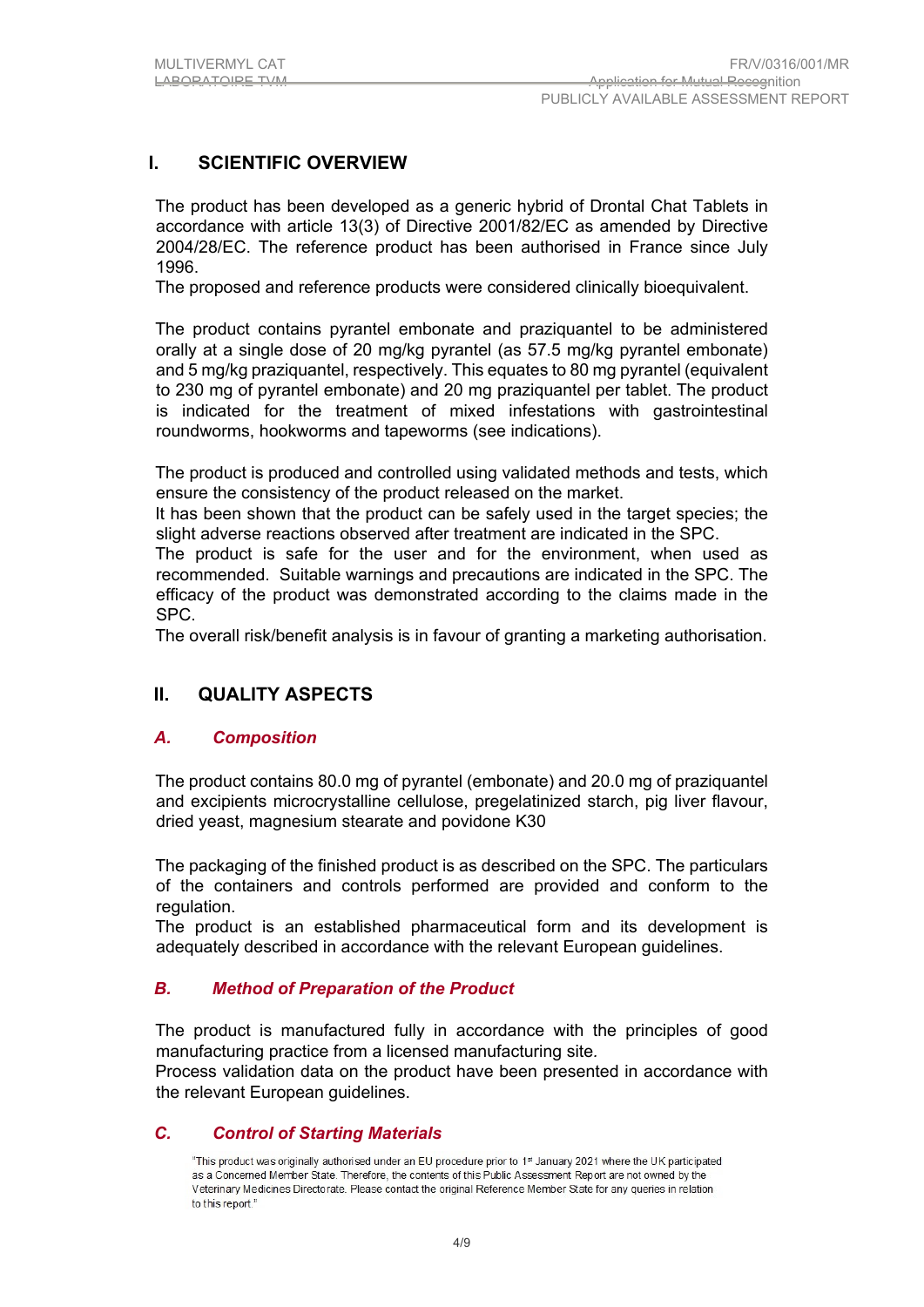# I. SCIENTIFIC OVERVIEW

The product has been developed as a generic hybrid of Drontal Chat Tablets in accordance with article 13(3) of Directive 2001/82/EC as amended by Directive 2004/28/EC. The reference product has been authorised in France since July 1996.

The proposed and reference products were considered clinically bioequivalent.

The product contains pyrantel embonate and praziquantel to be administered orally at a single dose of 20 mg/kg pyrantel (as 57.5 mg/kg pyrantel embonate) and 5 mg/kg praziquantel, respectively. This equates to 80 mg pyrantel (equivalent to 230 mg of pyrantel embonate) and 20 mg praziquantel per tablet. The product is indicated for the treatment of mixed infestations with gastrointestinal roundworms, hookworms and tapeworms (see indications).

The product is produced and controlled using validated methods and tests, which ensure the consistency of the product released on the market.

It has been shown that the product can be safely used in the target species; the slight adverse reactions observed after treatment are indicated in the SPC.

The product is safe for the user and for the environment, when used as recommended. Suitable warnings and precautions are indicated in the SPC. The efficacy of the product was demonstrated according to the claims made in the SPC.

The overall risk/benefit analysis is in favour of granting a marketing authorisation.

# II. QUALITY ASPECTS

## *A. Composition*

The product contains 80.0 mg of pyrantel (embonate) and 20.0 mg of praziquantel and excipients microcrystalline cellulose, pregelatinized starch, pig liver flavour, dried yeast, magnesium stearate and povidone K30

The packaging of the finished product is as described on the SPC. The particulars of the containers and controls performed are provided and conform to the regulation.

The product is an established pharmaceutical form and its development is adequately described in accordance with the relevant European guidelines.

## *B. Method of Preparation of the Product*

The product is manufactured fully in accordance with the principles of good manufacturing practice from a licensed manufacturing site.

Process validation data on the product have been presented in accordance with the relevant European guidelines.

## *C. Control of Starting Materials*

"This product was originally authorised under an EU procedure prior to 1st January 2021 where the UK participated as a Concerned Member State. Therefore, the contents of this Public Assessment Report are not owned by the Veterinary Medicines Directorate. Please contact the original Reference Member State for any queries in relation to this report."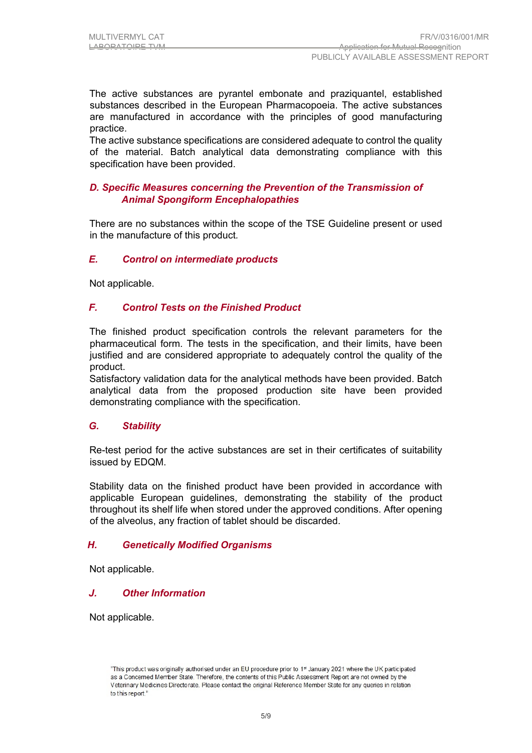The active substances are pyrantel embonate and praziquantel, established substances described in the European Pharmacopoeia. The active substances are manufactured in accordance with the principles of good manufacturing practice.
The active substance specifications are considered adequate to control the quality of the material. Batch analytical data demonstrating compliance with this specification have been provided.

### *D. Specific Measures concerning the Prevention of the Transmission of Animal Spongiform Encephalopathies*

There are no substances within the scope of the TSE Guideline present or used in the manufacture of this product.

### *E. Control on intermediate products*

Not applicable.

### *F. Control Tests on the Finished Product*

The finished product specification controls the relevant parameters for the pharmaceutical form. The tests in the specification, and their limits, have been justified and are considered appropriate to adequately control the quality of the product.
Satisfactory validation data for the analytical methods have been provided. Batch analytical data from the proposed production site have been provided demonstrating compliance with the specification.

### *G. Stability*

Re-test period for the active substances are set in their certificates of suitability issued by EDQM.

Stability data on the finished product have been provided in accordance with applicable European guidelines, demonstrating the stability of the product throughout its shelf life when stored under the approved conditions. After opening of the alveolus, any fraction of tablet should be discarded.

### *H. Genetically Modified Organisms*

Not applicable.

### *J. Other Information*

Not applicable.

"This product was originally authorised under an EU procedure prior to 1st January 2021 where the UK participated as a Concerned Member State. Therefore, the contents of this Public Assessment Report are not owned by the Veterinary Medicines Directorate. Please contact the original Reference Member State for any queries in relation to this report."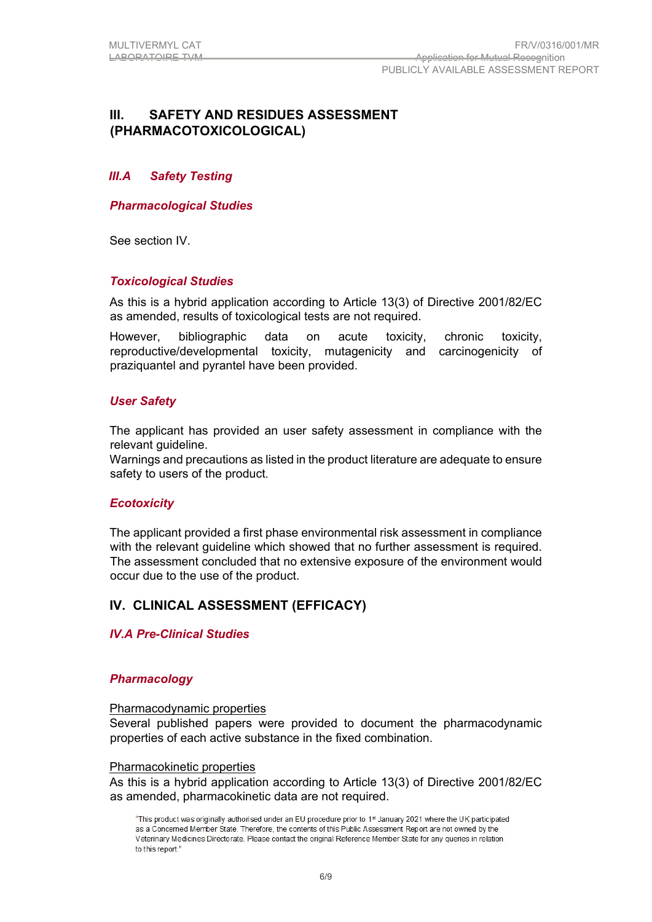## III. SAFETY AND RESIDUES ASSESSMENT (PHARMACOTOXICOLOGICAL)

### *III.A Safety Testing*

#### *Pharmacological Studies*

See section IV.

#### *Toxicological Studies*

As this is a hybrid application according to Article 13(3) of Directive 2001/82/EC as amended, results of toxicological tests are not required.

However, bibliographic data on acute toxicity, chronic toxicity, reproductive/developmental toxicity, mutagenicity and carcinogenicity of praziquantel and pyrantel have been provided.

#### *User Safety*

The applicant has provided an user safety assessment in compliance with the relevant guideline.
Warnings and precautions as listed in the product literature are adequate to ensure safety to users of the product.

#### *Ecotoxicity*

The applicant provided a first phase environmental risk assessment in compliance with the relevant guideline which showed that no further assessment is required. The assessment concluded that no extensive exposure of the environment would occur due to the use of the product.

## IV. CLINICAL ASSESSMENT (EFFICACY)

### *IV.A Pre-Clinical Studies*

#### *Pharmacology*

<u>Pharmacodynamic properties</u>
Several published papers were provided to document the pharmacodynamic properties of each active substance in the fixed combination.

<u>Pharmacokinetic properties</u>
As this is a hybrid application according to Article 13(3) of Directive 2001/82/EC as amended, pharmacokinetic data are not required.

"This product was originally authorised under an EU procedure prior to 1st January 2021 where the UK participated as a Concerned Member State. Therefore, the contents of this Public Assessment Report are not owned by the Veterinary Medicines Directorate. Please contact the original Reference Member State for any queries in relation to this report."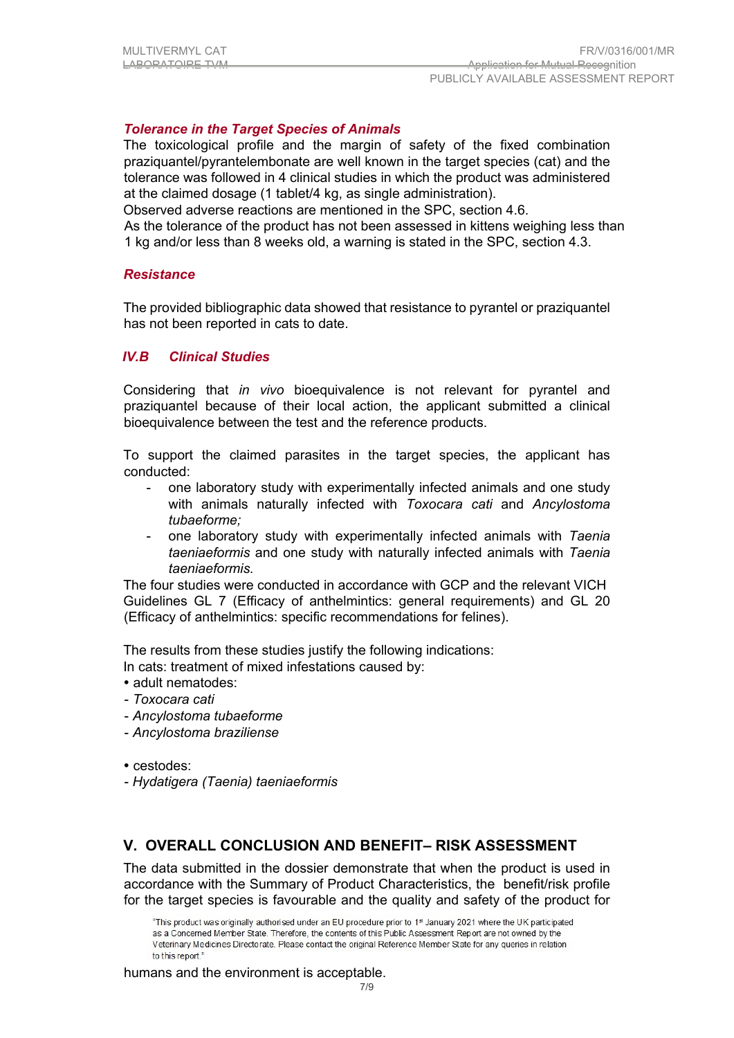### *Tolerance in the Target Species of Animals*

The toxicological profile and the margin of safety of the fixed combination praziquantel/pyrantelembonate are well known in the target species (cat) and the tolerance was followed in 4 clinical studies in which the product was administered at the claimed dosage (1 tablet/4 kg, as single administration).

Observed adverse reactions are mentioned in the SPC, section 4.6.

As the tolerance of the product has not been assessed in kittens weighing less than 1 kg and/or less than 8 weeks old, a warning is stated in the SPC, section 4.3.

### *Resistance*

The provided bibliographic data showed that resistance to pyrantel or praziquantel has not been reported in cats to date.

## *IV.B Clinical Studies*

Considering that *in vivo* bioequivalence is not relevant for pyrantel and praziquantel because of their local action, the applicant submitted a clinical bioequivalence between the test and the reference products.

To support the claimed parasites in the target species, the applicant has conducted:

- one laboratory study with experimentally infected animals and one study with animals naturally infected with *Toxocara cati* and *Ancylostoma tubaeforme;*
- one laboratory study with experimentally infected animals with *Taenia taeniaeformis* and one study with naturally infected animals with *Taenia taeniaeformis.*

The four studies were conducted in accordance with GCP and the relevant VICH Guidelines GL 7 (Efficacy of anthelmintics: general requirements) and GL 20 (Efficacy of anthelmintics: specific recommendations for felines).

The results from these studies justify the following indications:

In cats: treatment of mixed infestations caused by:

• adult nematodes:

- *Toxocara cati*
- *Ancylostoma tubaeforme*
- *Ancylostoma braziliense*

• cestodes:

- *Hydatigera (Taenia) taeniaeformis*

## V. OVERALL CONCLUSION AND BENEFIT– RISK ASSESSMENT

The data submitted in the dossier demonstrate that when the product is used in accordance with the Summary of Product Characteristics, the benefit/risk profile for the target species is favourable and the quality and safety of the product for humans and the environment is acceptable.

"This product was originally authorised under an EU procedure prior to 1st January 2021 where the UK participated as a Concerned Member State. Therefore, the contents of this Public Assessment Report are not owned by the Veterinary Medicines Directorate. Please contact the original Reference Member State for any queries in relation to this report."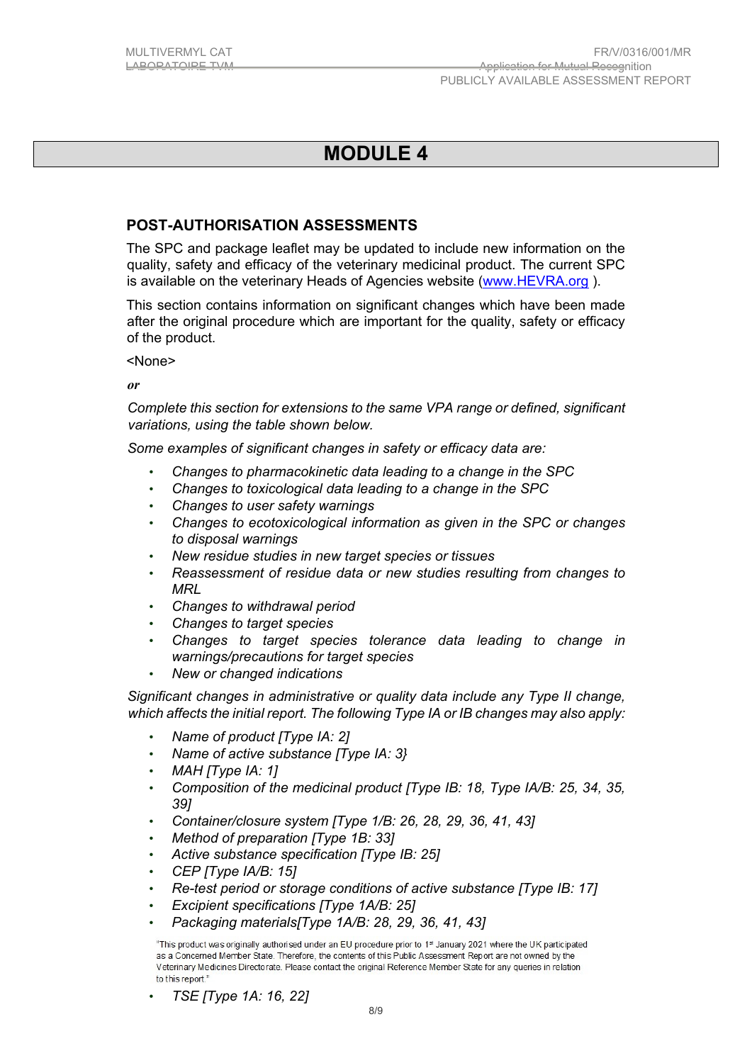# MODULE 4

## POST-AUTHORISATION ASSESSMENTS

The SPC and package leaflet may be updated to include new information on the quality, safety and efficacy of the veterinary medicinal product. The current SPC is available on the veterinary Heads of Agencies website (www.HEVRA.org ).

This section contains information on significant changes which have been made after the original procedure which are important for the quality, safety or efficacy of the product.

<None>

***or***

*Complete this section for extensions to the same VPA range or defined, significant variations, using the table shown below.*

*Some examples of significant changes in safety or efficacy data are:*

- *Changes to pharmacokinetic data leading to a change in the SPC*
- *Changes to toxicological data leading to a change in the SPC*
- *Changes to user safety warnings*
- *Changes to ecotoxicological information as given in the SPC or changes to disposal warnings*
- *New residue studies in new target species or tissues*
- *Reassessment of residue data or new studies resulting from changes to MRL*
- *Changes to withdrawal period*
- *Changes to target species*
- *Changes to target species tolerance data leading to change in warnings/precautions for target species*
- *New or changed indications*

*Significant changes in administrative or quality data include any Type II change, which affects the initial report. The following Type IA or IB changes may also apply:*

- *Name of product [Type IA: 2]*
- *Name of active substance [Type IA: 3}*
- *MAH [Type IA: 1]*
- *Composition of the medicinal product [Type IB: 18, Type IA/B: 25, 34, 35, 39]*
- *Container/closure system [Type 1/B: 26, 28, 29, 36, 41, 43]*
- *Method of preparation [Type 1B: 33]*
- *Active substance specification [Type IB: 25]*
- *CEP [Type IA/B: 15]*
- *Re-test period or storage conditions of active substance [Type IB: 17]*
- *Excipient specifications [Type 1A/B: 25]*
- *Packaging materials[Type 1A/B: 28, 29, 36, 41, 43]*
- *TSE [Type 1A: 16, 22]*

"This product was originally authorised under an EU procedure prior to 1st January 2021 where the UK participated as a Concerned Member State. Therefore, the contents of this Public Assessment Report are not owned by the Veterinary Medicines Directorate. Please contact the original Reference Member State for any queries in relation to this report."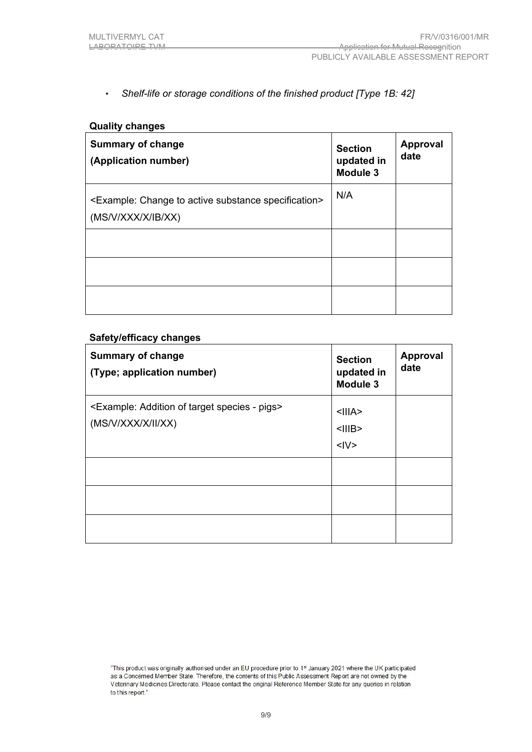- *Shelf-life or storage conditions of the finished product [Type 1B: 42]*

**Quality changes**

| Summary of change (Application number) | Section updated in Module 3 | Approval date |
|---|---|---|
| <Example: Change to active substance specification> (MS/V/XXX/X/IB/XX) | N/A | |
| | | |
| | | |
| | | |

**Safety/efficacy changes**

| Summary of change (Type; application number) | Section updated in Module 3 | Approval date |
|---|---|---|
| <Example: Addition of target species - pigs> (MS/V/XXX/X/II/XX) | <IIIA> <IIIB> <IV> | |
| | | |
| | | |
| | | |

"This product was originally authorised under an EU procedure prior to 1st January 2021 where the UK participated as a Concerned Member State. Therefore, the contents of this Public Assessment Report are not owned by the Veterinary Medicines Directorate. Please contact the original Reference Member State for any queries in relation to this report."